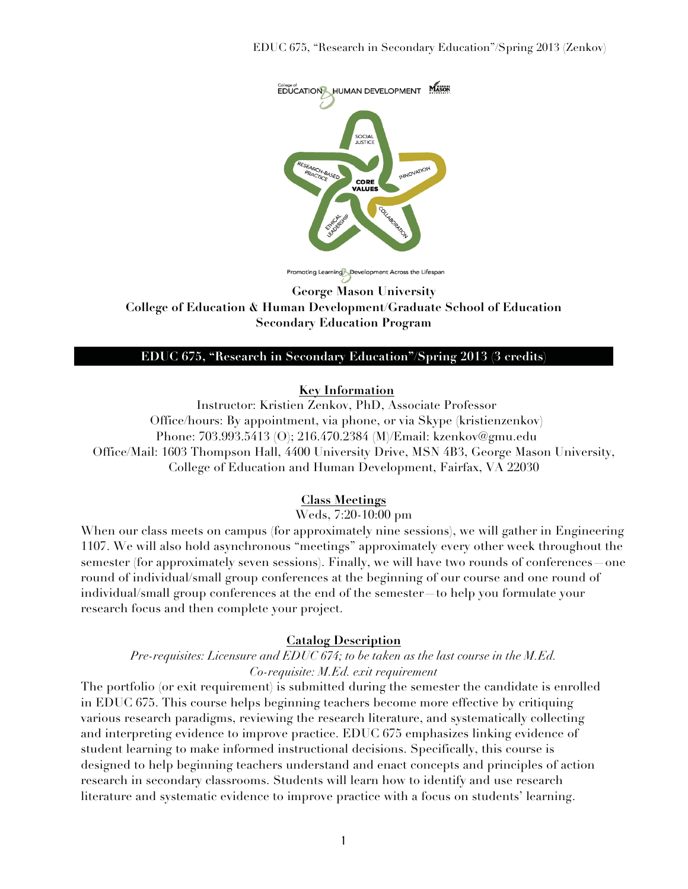**George Mason University**
**College of Education & Human Development/Graduate School of Education**
**Secondary Education Program**

# EDUC 675, "Research in Secondary Education"/Spring 2013 (3 credits)

## Key Information

Instructor: Kristien Zenkov, PhD, Associate Professor
Office/hours: By appointment, via phone, or via Skype (kristienzenkov)
Phone: 703.993.5413 (O); 216.470.2384 (M)/Email: kzenkov@gmu.edu
Office/Mail: 1603 Thompson Hall, 4400 University Drive, MSN 4B3, George Mason University, College of Education and Human Development, Fairfax, VA 22030

## Class Meetings

Weds, 7:20-10:00 pm

When our class meets on campus (for approximately nine sessions), we will gather in Engineering 1107. We will also hold asynchronous "meetings" approximately every other week throughout the semester (for approximately seven sessions). Finally, we will have two rounds of conferences—one round of individual/small group conferences at the beginning of our course and one round of individual/small group conferences at the end of the semester—to help you formulate your research focus and then complete your project.

## Catalog Description

*Pre-requisites: Licensure and EDUC 674; to be taken as the last course in the M.Ed.*
*Co-requisite: M.Ed. exit requirement*

The portfolio (or exit requirement) is submitted during the semester the candidate is enrolled in EDUC 675. This course helps beginning teachers become more effective by critiquing various research paradigms, reviewing the research literature, and systematically collecting and interpreting evidence to improve practice. EDUC 675 emphasizes linking evidence of student learning to make informed instructional decisions. Specifically, this course is designed to help beginning teachers understand and enact concepts and principles of action research in secondary classrooms. Students will learn how to identify and use research literature and systematic evidence to improve practice with a focus on students' learning.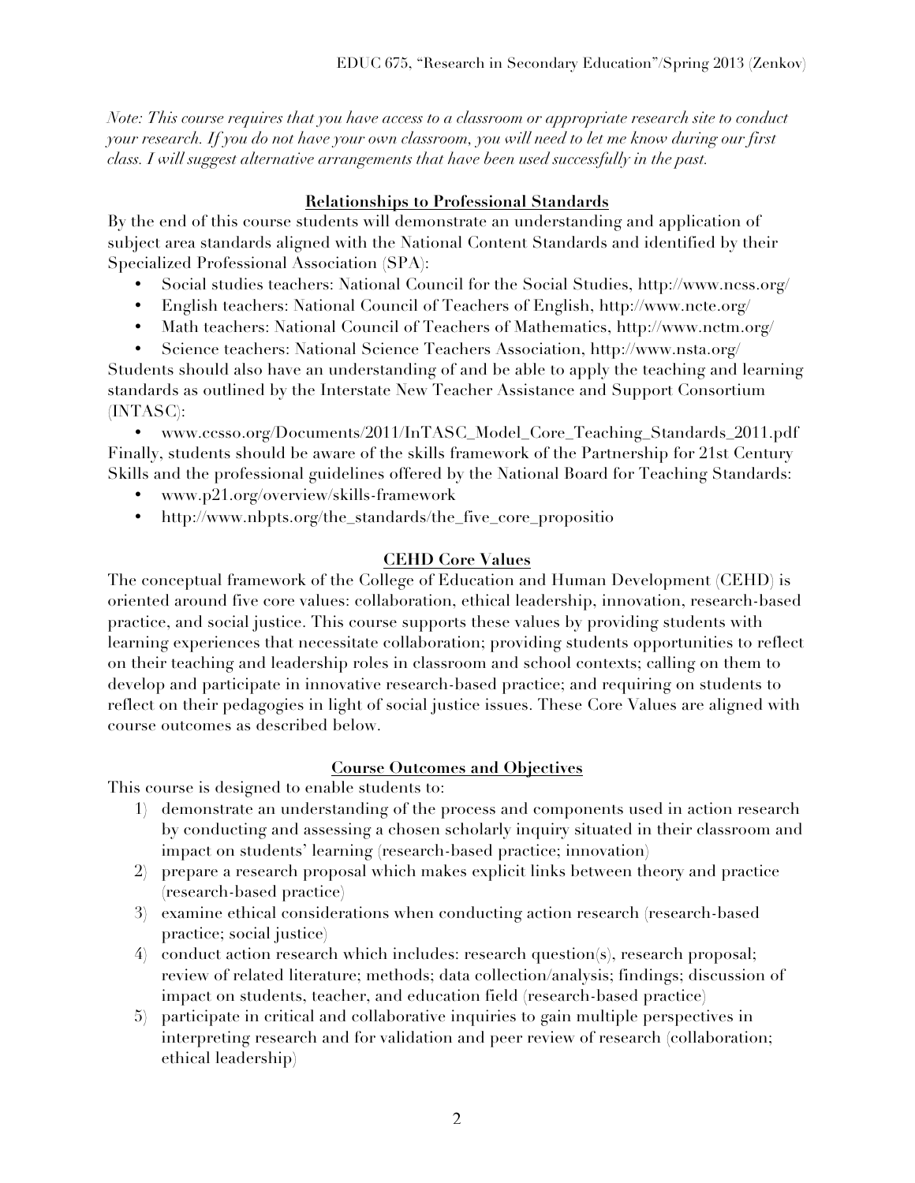*Note: This course requires that you have access to a classroom or appropriate research site to conduct your research. If you do not have your own classroom, you will need to let me know during our first class. I will suggest alternative arrangements that have been used successfully in the past.*

## Relationships to Professional Standards

By the end of this course students will demonstrate an understanding and application of subject area standards aligned with the National Content Standards and identified by their Specialized Professional Association (SPA):

- Social studies teachers: National Council for the Social Studies, http://www.ncss.org/
- English teachers: National Council of Teachers of English, http://www.ncte.org/
- Math teachers: National Council of Teachers of Mathematics, http://www.nctm.org/
- Science teachers: National Science Teachers Association, http://www.nsta.org/

Students should also have an understanding of and be able to apply the teaching and learning standards as outlined by the Interstate New Teacher Assistance and Support Consortium (INTASC):

- www.ccsso.org/Documents/2011/InTASC_Model_Core_Teaching_Standards_2011.pdf

Finally, students should be aware of the skills framework of the Partnership for 21st Century Skills and the professional guidelines offered by the National Board for Teaching Standards:

- www.p21.org/overview/skills-framework
- http://www.nbpts.org/the_standards/the_five_core_propositio

## CEHD Core Values

The conceptual framework of the College of Education and Human Development (CEHD) is oriented around five core values: collaboration, ethical leadership, innovation, research-based practice, and social justice. This course supports these values by providing students with learning experiences that necessitate collaboration; providing students opportunities to reflect on their teaching and leadership roles in classroom and school contexts; calling on them to develop and participate in innovative research-based practice; and requiring on students to reflect on their pedagogies in light of social justice issues. These Core Values are aligned with course outcomes as described below.

## Course Outcomes and Objectives

This course is designed to enable students to:

1) demonstrate an understanding of the process and components used in action research by conducting and assessing a chosen scholarly inquiry situated in their classroom and impact on students' learning (research-based practice; innovation)
2) prepare a research proposal which makes explicit links between theory and practice (research-based practice)
3) examine ethical considerations when conducting action research (research-based practice; social justice)
4) conduct action research which includes: research question(s), research proposal; review of related literature; methods; data collection/analysis; findings; discussion of impact on students, teacher, and education field (research-based practice)
5) participate in critical and collaborative inquiries to gain multiple perspectives in interpreting research and for validation and peer review of research (collaboration; ethical leadership)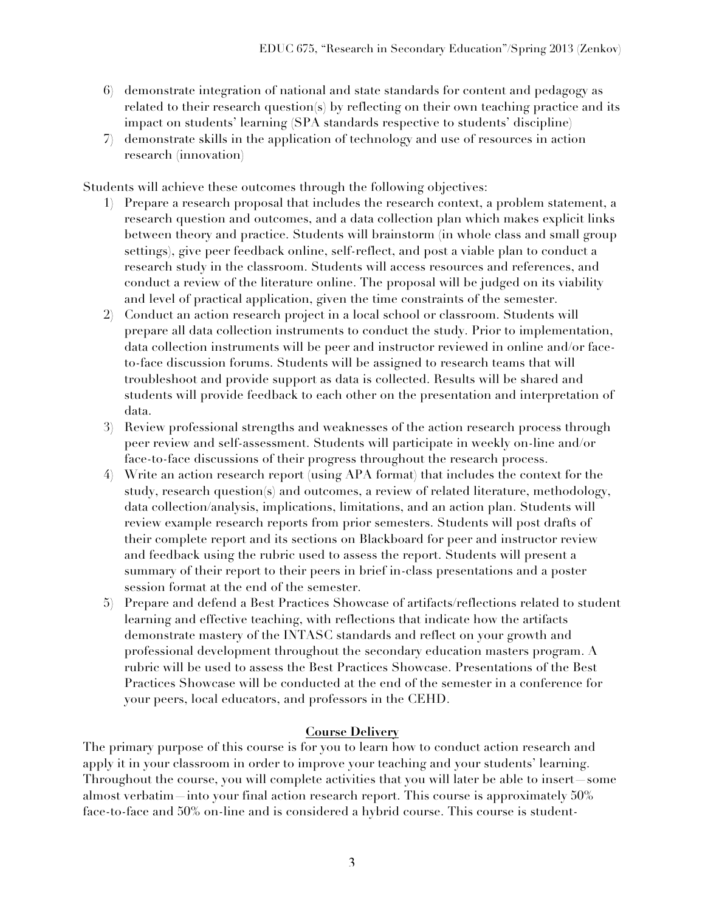6) demonstrate integration of national and state standards for content and pedagogy as related to their research question(s) by reflecting on their own teaching practice and its impact on students' learning (SPA standards respective to students' discipline)
7) demonstrate skills in the application of technology and use of resources in action research (innovation)

Students will achieve these outcomes through the following objectives:

1) Prepare a research proposal that includes the research context, a problem statement, a research question and outcomes, and a data collection plan which makes explicit links between theory and practice. Students will brainstorm (in whole class and small group settings), give peer feedback online, self-reflect, and post a viable plan to conduct a research study in the classroom. Students will access resources and references, and conduct a review of the literature online. The proposal will be judged on its viability and level of practical application, given the time constraints of the semester.
2) Conduct an action research project in a local school or classroom. Students will prepare all data collection instruments to conduct the study. Prior to implementation, data collection instruments will be peer and instructor reviewed in online and/or face-to-face discussion forums. Students will be assigned to research teams that will troubleshoot and provide support as data is collected. Results will be shared and students will provide feedback to each other on the presentation and interpretation of data.
3) Review professional strengths and weaknesses of the action research process through peer review and self-assessment. Students will participate in weekly on-line and/or face-to-face discussions of their progress throughout the research process.
4) Write an action research report (using APA format) that includes the context for the study, research question(s) and outcomes, a review of related literature, methodology, data collection/analysis, implications, limitations, and an action plan. Students will review example research reports from prior semesters. Students will post drafts of their complete report and its sections on Blackboard for peer and instructor review and feedback using the rubric used to assess the report. Students will present a summary of their report to their peers in brief in-class presentations and a poster session format at the end of the semester.
5) Prepare and defend a Best Practices Showcase of artifacts/reflections related to student learning and effective teaching, with reflections that indicate how the artifacts demonstrate mastery of the INTASC standards and reflect on your growth and professional development throughout the secondary education masters program. A rubric will be used to assess the Best Practices Showcase. Presentations of the Best Practices Showcase will be conducted at the end of the semester in a conference for your peers, local educators, and professors in the CEHD.

**Course Delivery**

The primary purpose of this course is for you to learn how to conduct action research and apply it in your classroom in order to improve your teaching and your students' learning. Throughout the course, you will complete activities that you will later be able to insert—some almost verbatim—into your final action research report. This course is approximately 50% face-to-face and 50% on-line and is considered a hybrid course. This course is student-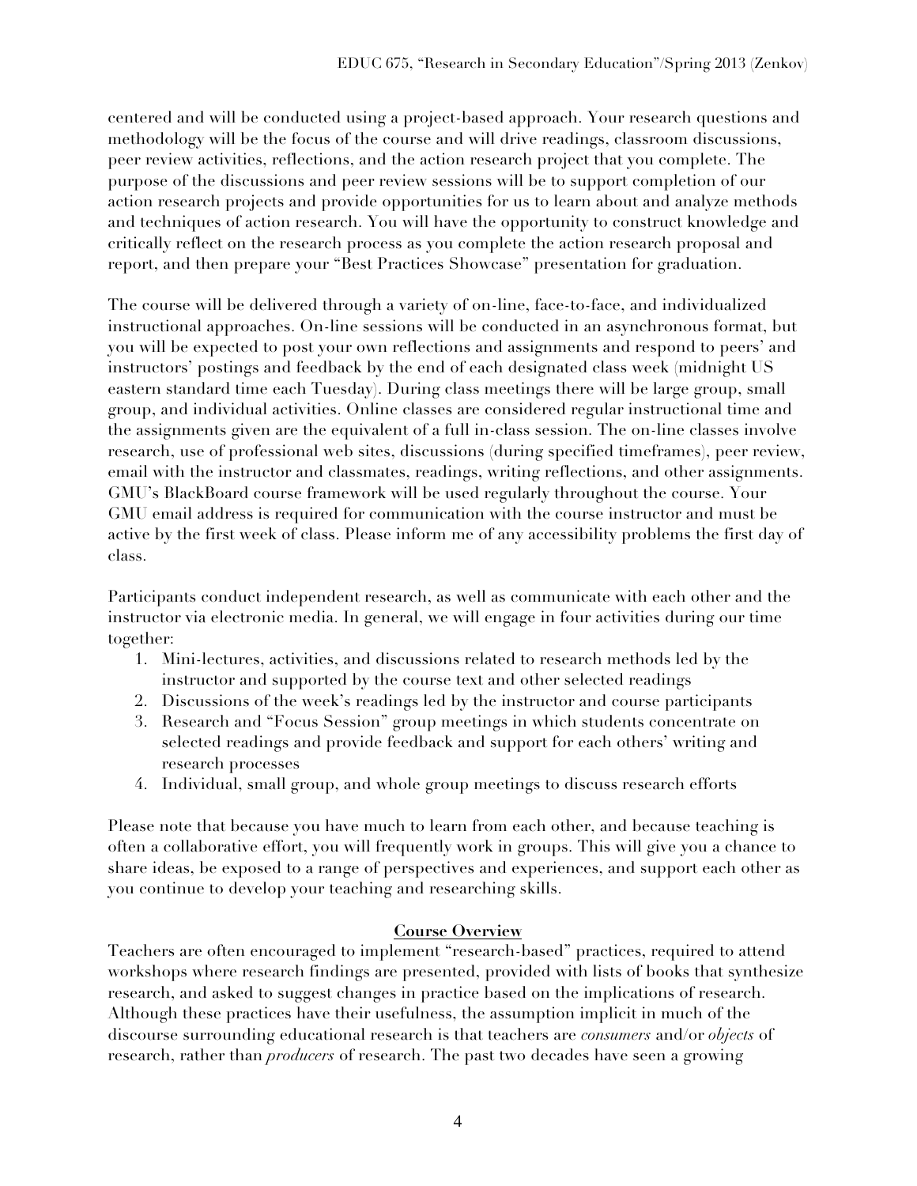centered and will be conducted using a project-based approach. Your research questions and methodology will be the focus of the course and will drive readings, classroom discussions, peer review activities, reflections, and the action research project that you complete. The purpose of the discussions and peer review sessions will be to support completion of our action research projects and provide opportunities for us to learn about and analyze methods and techniques of action research. You will have the opportunity to construct knowledge and critically reflect on the research process as you complete the action research proposal and report, and then prepare your "Best Practices Showcase" presentation for graduation.

The course will be delivered through a variety of on-line, face-to-face, and individualized instructional approaches. On-line sessions will be conducted in an asynchronous format, but you will be expected to post your own reflections and assignments and respond to peers' and instructors' postings and feedback by the end of each designated class week (midnight US eastern standard time each Tuesday). During class meetings there will be large group, small group, and individual activities. Online classes are considered regular instructional time and the assignments given are the equivalent of a full in-class session. The on-line classes involve research, use of professional web sites, discussions (during specified timeframes), peer review, email with the instructor and classmates, readings, writing reflections, and other assignments. GMU's BlackBoard course framework will be used regularly throughout the course. Your GMU email address is required for communication with the course instructor and must be active by the first week of class. Please inform me of any accessibility problems the first day of class.

Participants conduct independent research, as well as communicate with each other and the instructor via electronic media. In general, we will engage in four activities during our time together:

1. Mini-lectures, activities, and discussions related to research methods led by the instructor and supported by the course text and other selected readings
2. Discussions of the week's readings led by the instructor and course participants
3. Research and "Focus Session" group meetings in which students concentrate on selected readings and provide feedback and support for each others' writing and research processes
4. Individual, small group, and whole group meetings to discuss research efforts

Please note that because you have much to learn from each other, and because teaching is often a collaborative effort, you will frequently work in groups. This will give you a chance to share ideas, be exposed to a range of perspectives and experiences, and support each other as you continue to develop your teaching and researching skills.

## Course Overview

Teachers are often encouraged to implement "research-based" practices, required to attend workshops where research findings are presented, provided with lists of books that synthesize research, and asked to suggest changes in practice based on the implications of research. Although these practices have their usefulness, the assumption implicit in much of the discourse surrounding educational research is that teachers are *consumers* and/or *objects* of research, rather than *producers* of research. The past two decades have seen a growing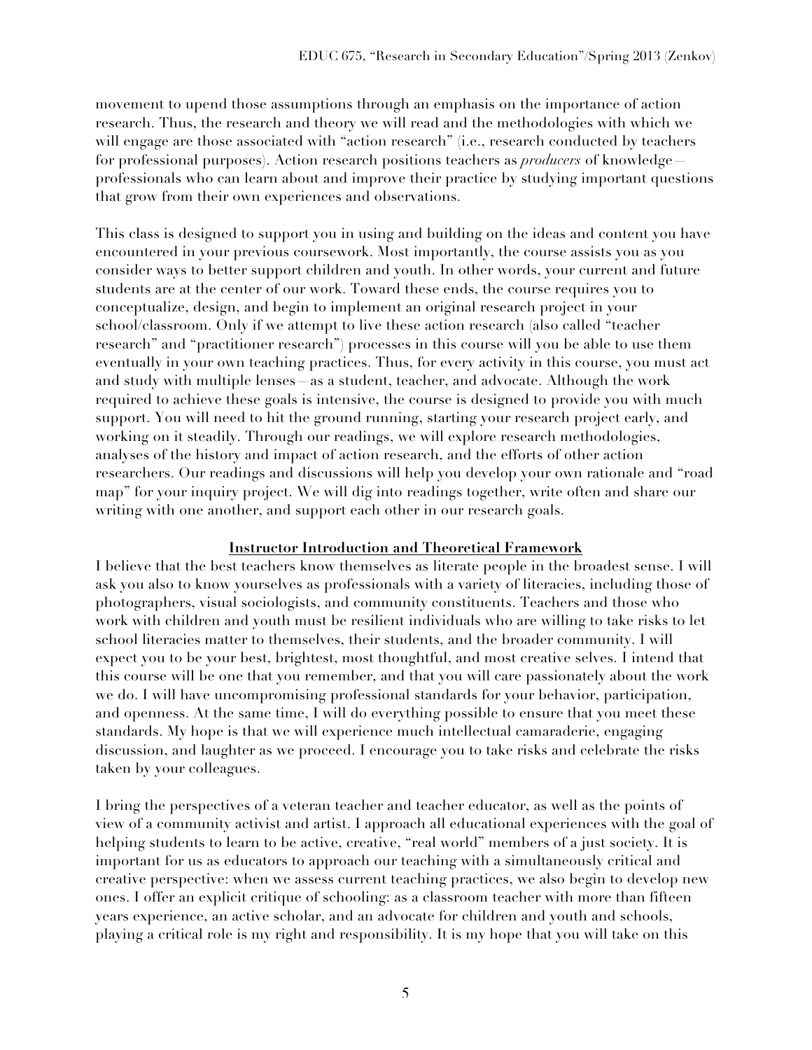movement to upend those assumptions through an emphasis on the importance of action research. Thus, the research and theory we will read and the methodologies with which we will engage are those associated with "action research" (i.e., research conducted by teachers for professional purposes). Action research positions teachers as *producers* of knowledge—professionals who can learn about and improve their practice by studying important questions that grow from their own experiences and observations.

This class is designed to support you in using and building on the ideas and content you have encountered in your previous coursework. Most importantly, the course assists you as you consider ways to better support children and youth. In other words, your current and future students are at the center of our work. Toward these ends, the course requires you to conceptualize, design, and begin to implement an original research project in your school/classroom. Only if we attempt to live these action research (also called "teacher research" and "practitioner research") processes in this course will you be able to use them eventually in your own teaching practices. Thus, for every activity in this course, you must act and study with multiple lenses—as a student, teacher, and advocate. Although the work required to achieve these goals is intensive, the course is designed to provide you with much support. You will need to hit the ground running, starting your research project early, and working on it steadily. Through our readings, we will explore research methodologies, analyses of the history and impact of action research, and the efforts of other action researchers. Our readings and discussions will help you develop your own rationale and "road map" for your inquiry project. We will dig into readings together, write often and share our writing with one another, and support each other in our research goals.

## Instructor Introduction and Theoretical Framework

I believe that the best teachers know themselves as literate people in the broadest sense. I will ask you also to know yourselves as professionals with a variety of literacies, including those of photographers, visual sociologists, and community constituents. Teachers and those who work with children and youth must be resilient individuals who are willing to take risks to let school literacies matter to themselves, their students, and the broader community. I will expect you to be your best, brightest, most thoughtful, and most creative selves. I intend that this course will be one that you remember, and that you will care passionately about the work we do. I will have uncompromising professional standards for your behavior, participation, and openness. At the same time, I will do everything possible to ensure that you meet these standards. My hope is that we will experience much intellectual camaraderie, engaging discussion, and laughter as we proceed. I encourage you to take risks and celebrate the risks taken by your colleagues.

I bring the perspectives of a veteran teacher and teacher educator, as well as the points of view of a community activist and artist. I approach all educational experiences with the goal of helping students to learn to be active, creative, "real world" members of a just society. It is important for us as educators to approach our teaching with a simultaneously critical and creative perspective: when we assess current teaching practices, we also begin to develop new ones. I offer an explicit critique of schooling: as a classroom teacher with more than fifteen years experience, an active scholar, and an advocate for children and youth and schools, playing a critical role is my right and responsibility. It is my hope that you will take on this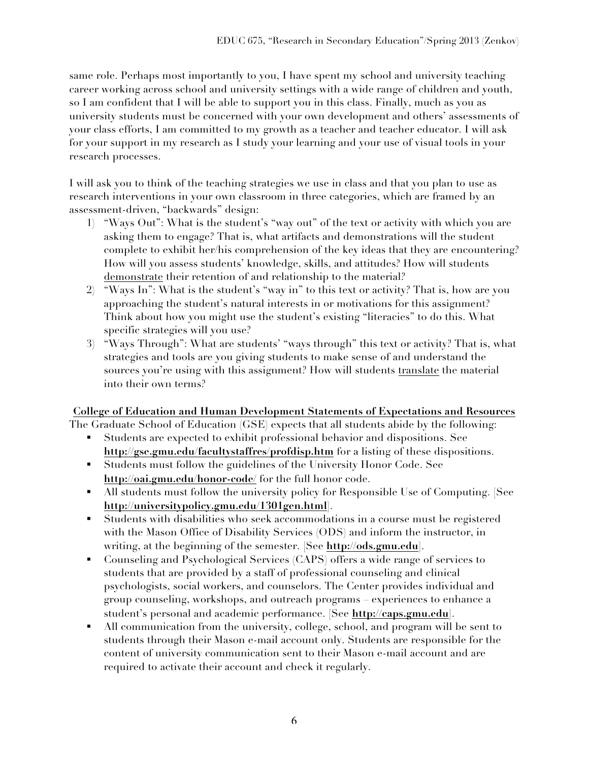same role. Perhaps most importantly to you, I have spent my school and university teaching career working across school and university settings with a wide range of children and youth, so I am confident that I will be able to support you in this class. Finally, much as you as university students must be concerned with your own development and others' assessments of your class efforts, I am committed to my growth as a teacher and teacher educator. I will ask for your support in my research as I study your learning and your use of visual tools in your research processes.

I will ask you to think of the teaching strategies we use in class and that you plan to use as research interventions in your own classroom in three categories, which are framed by an assessment-driven, "backwards" design:

1) "Ways Out": What is the student's "way out" of the text or activity with which you are asking them to engage? That is, what artifacts and demonstrations will the student complete to exhibit her/his comprehension of the key ideas that they are encountering? How will you assess students' knowledge, skills, and attitudes? How will students <u>demonstrate</u> their retention of and relationship to the material?
2) "Ways In": What is the student's "way in" to this text or activity? That is, how are you approaching the student's natural interests in or motivations for this assignment? Think about how you might use the student's existing "literacies" to do this. What specific strategies will you use?
3) "Ways Through": What are students' "ways through" this text or activity? That is, what strategies and tools are you giving students to make sense of and understand the sources you're using with this assignment? How will students <u>translate</u> the material into their own terms?

**<u>College of Education and Human Development Statements of Expectations and Resources</u>**

The Graduate School of Education (GSE) expects that all students abide by the following:

- Students are expected to exhibit professional behavior and dispositions. See **http://gse.gmu.edu/facultystaffres/profdisp.htm** for a listing of these dispositions.
- Students must follow the guidelines of the University Honor Code. See **http://oai.gmu.edu/honor-code/** for the full honor code.
- All students must follow the university policy for Responsible Use of Computing. [See **http://universitypolicy.gmu.edu/1301gen.html**].
- Students with disabilities who seek accommodations in a course must be registered with the Mason Office of Disability Services (ODS) and inform the instructor, in writing, at the beginning of the semester. [See **http://ods.gmu.edu**].
- Counseling and Psychological Services (CAPS) offers a wide range of services to students that are provided by a staff of professional counseling and clinical psychologists, social workers, and counselors. The Center provides individual and group counseling, workshops, and outreach programs – experiences to enhance a student's personal and academic performance. [See **http://caps.gmu.edu**].
- All communication from the university, college, school, and program will be sent to students through their Mason e-mail account only. Students are responsible for the content of university communication sent to their Mason e-mail account and are required to activate their account and check it regularly.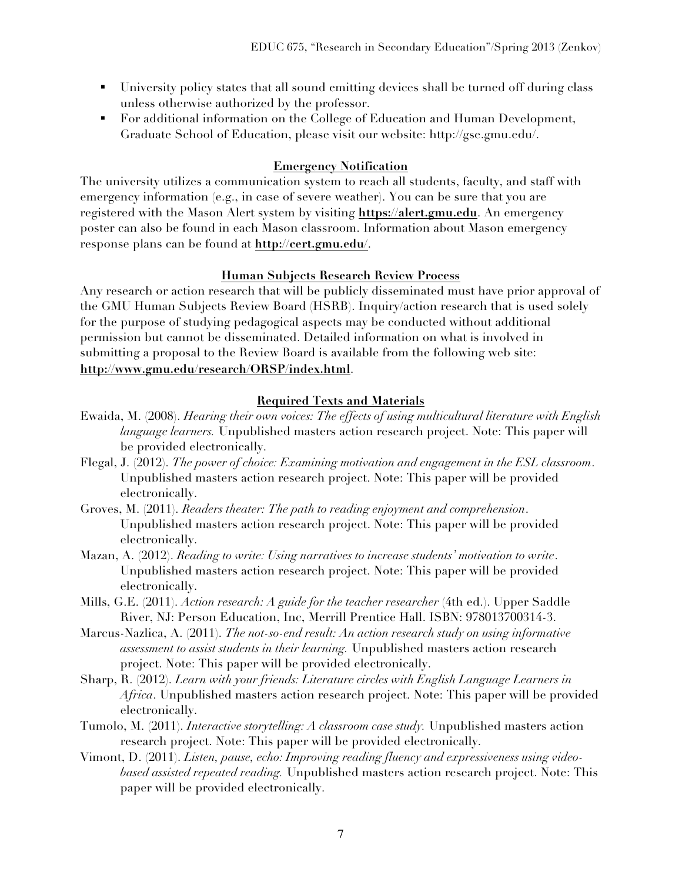- University policy states that all sound emitting devices shall be turned off during class unless otherwise authorized by the professor.
- For additional information on the College of Education and Human Development, Graduate School of Education, please visit our website: http://gse.gmu.edu/.

## Emergency Notification

The university utilizes a communication system to reach all students, faculty, and staff with emergency information (e.g., in case of severe weather). You can be sure that you are registered with the Mason Alert system by visiting **https://alert.gmu.edu**. An emergency poster can also be found in each Mason classroom. Information about Mason emergency response plans can be found at **http://cert.gmu.edu/**.

## Human Subjects Research Review Process

Any research or action research that will be publicly disseminated must have prior approval of the GMU Human Subjects Review Board (HSRB). Inquiry/action research that is used solely for the purpose of studying pedagogical aspects may be conducted without additional permission but cannot be disseminated. Detailed information on what is involved in submitting a proposal to the Review Board is available from the following web site: **http://www.gmu.edu/research/ORSP/index.html**.

## Required Texts and Materials

Ewaida, M. (2008). *Hearing their own voices: The effects of using multicultural literature with English language learners.* Unpublished masters action research project. Note: This paper will be provided electronically.

Flegal, J. (2012). *The power of choice: Examining motivation and engagement in the ESL classroom*. Unpublished masters action research project. Note: This paper will be provided electronically.

Groves, M. (2011). *Readers theater: The path to reading enjoyment and comprehension*. Unpublished masters action research project. Note: This paper will be provided electronically.

Mazan, A. (2012). *Reading to write: Using narratives to increase students' motivation to write*. Unpublished masters action research project. Note: This paper will be provided electronically.

Mills, G.E. (2011). *Action research: A guide for the teacher researcher* (4th ed.). Upper Saddle River, NJ: Person Education, Inc, Merrill Prentice Hall. ISBN: 978013700314-3.

Marcus-Nazlica, A. (2011). *The not-so-end result: An action research study on using informative assessment to assist students in their learning.* Unpublished masters action research project. Note: This paper will be provided electronically.

Sharp, R. (2012). *Learn with your friends: Literature circles with English Language Learners in Africa*. Unpublished masters action research project. Note: This paper will be provided electronically.

Tumolo, M. (2011). *Interactive storytelling: A classroom case study.* Unpublished masters action research project. Note: This paper will be provided electronically.

Vimont, D. (2011). *Listen, pause, echo: Improving reading fluency and expressiveness using video-based assisted repeated reading.* Unpublished masters action research project. Note: This paper will be provided electronically.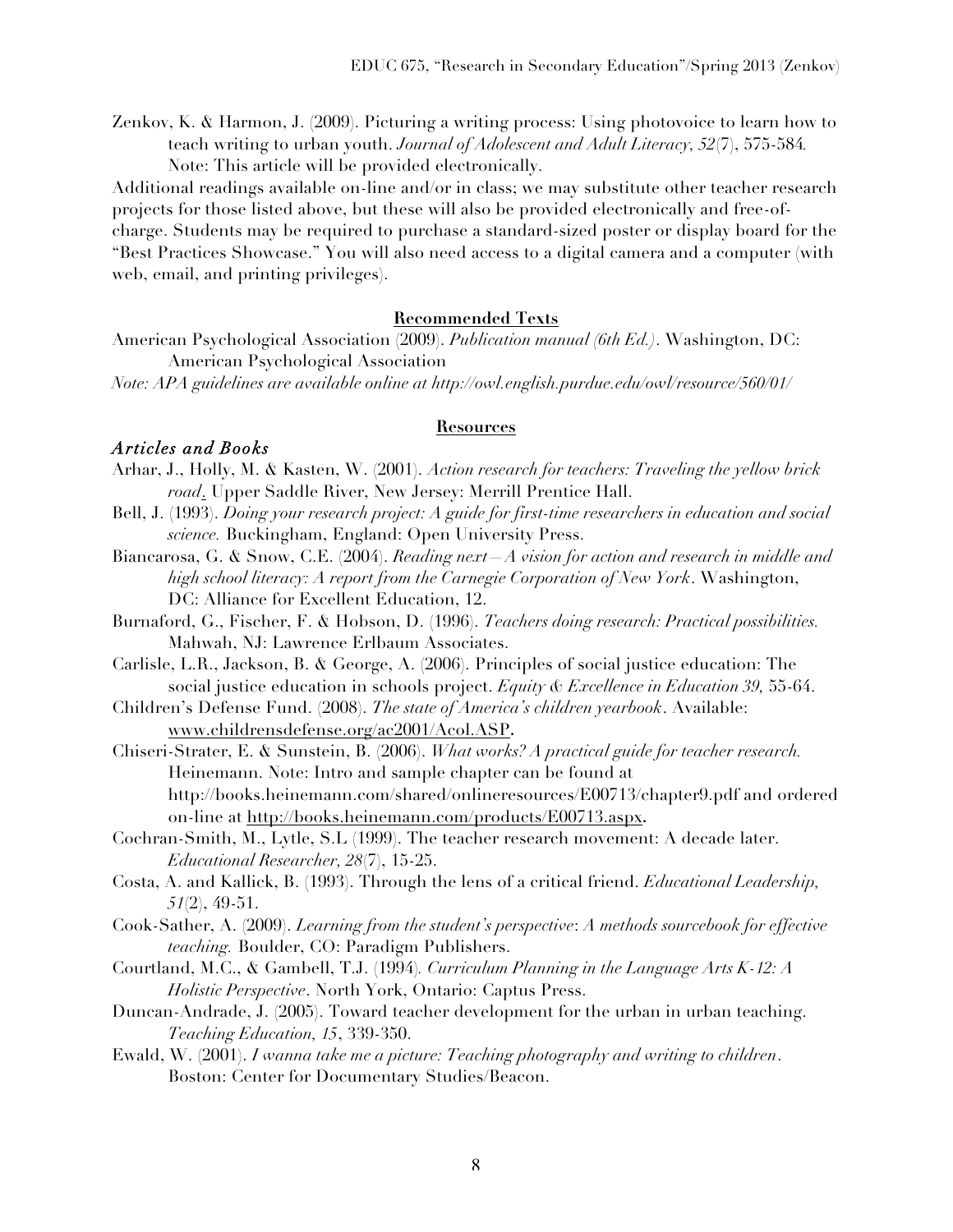Zenkov, K. & Harmon, J. (2009). Picturing a writing process: Using photovoice to learn how to teach writing to urban youth. *Journal of Adolescent and Adult Literacy, 52*(7), 575-584. Note: This article will be provided electronically.

Additional readings available on-line and/or in class; we may substitute other teacher research projects for those listed above, but these will also be provided electronically and free-of-charge. Students may be required to purchase a standard-sized poster or display board for the "Best Practices Showcase." You will also need access to a digital camera and a computer (with web, email, and printing privileges).

**Recommended Texts**

American Psychological Association (2009). *Publication manual (6th Ed.)*. Washington, DC: American Psychological Association

*Note: APA guidelines are available online at http://owl.english.purdue.edu/owl/resource/560/01/*

**Resources**

### *Articles and Books*

Arhar, J., Holly, M. & Kasten, W. (2001). *Action research for teachers: Traveling the yellow brick road*. Upper Saddle River, New Jersey: Merrill Prentice Hall.

Bell, J. (1993). *Doing your research project: A guide for first-time researchers in education and social science.* Buckingham, England: Open University Press.

Biancarosa, G. & Snow, C.E. (2004). *Reading next—A vision for action and research in middle and high school literacy: A report from the Carnegie Corporation of New York*. Washington, DC: Alliance for Excellent Education, 12.

Burnaford, G., Fischer, F. & Hobson, D. (1996). *Teachers doing research: Practical possibilities.* Mahwah, NJ: Lawrence Erlbaum Associates.

Carlisle, L.R., Jackson, B. & George, A. (2006). Principles of social justice education: The social justice education in schools project. *Equity & Excellence in Education 39,* 55-64.

Children's Defense Fund. (2008). *The state of America's children yearbook*. Available: www.childrensdefense.org/ac2001/Acol.ASP.

Chiseri-Strater, E. & Sunstein, B. (2006). *What works? A practical guide for teacher research.* Heinemann. Note: Intro and sample chapter can be found at http://books.heinemann.com/shared/onlineresources/E00713/chapter9.pdf and ordered on-line at http://books.heinemann.com/products/E00713.aspx.

Cochran-Smith, M., Lytle, S.L (1999). The teacher research movement: A decade later. *Educational Researcher, 28*(7), 15-25.

Costa, A. and Kallick, B. (1993). Through the lens of a critical friend. *Educational Leadership, 51*(2), 49-51.

Cook-Sather, A. (2009). *Learning from the student's perspective*: *A methods sourcebook for effective teaching.* Boulder, CO: Paradigm Publishers.

Courtland, M.C., & Gambell, T.J. (1994). *Curriculum Planning in the Language Arts K-12: A Holistic Perspective*. North York, Ontario: Captus Press.

Duncan-Andrade, J. (2005). Toward teacher development for the urban in urban teaching. *Teaching Education, 15*, 339-350.

Ewald, W. (2001). *I wanna take me a picture: Teaching photography and writing to children*. Boston: Center for Documentary Studies/Beacon.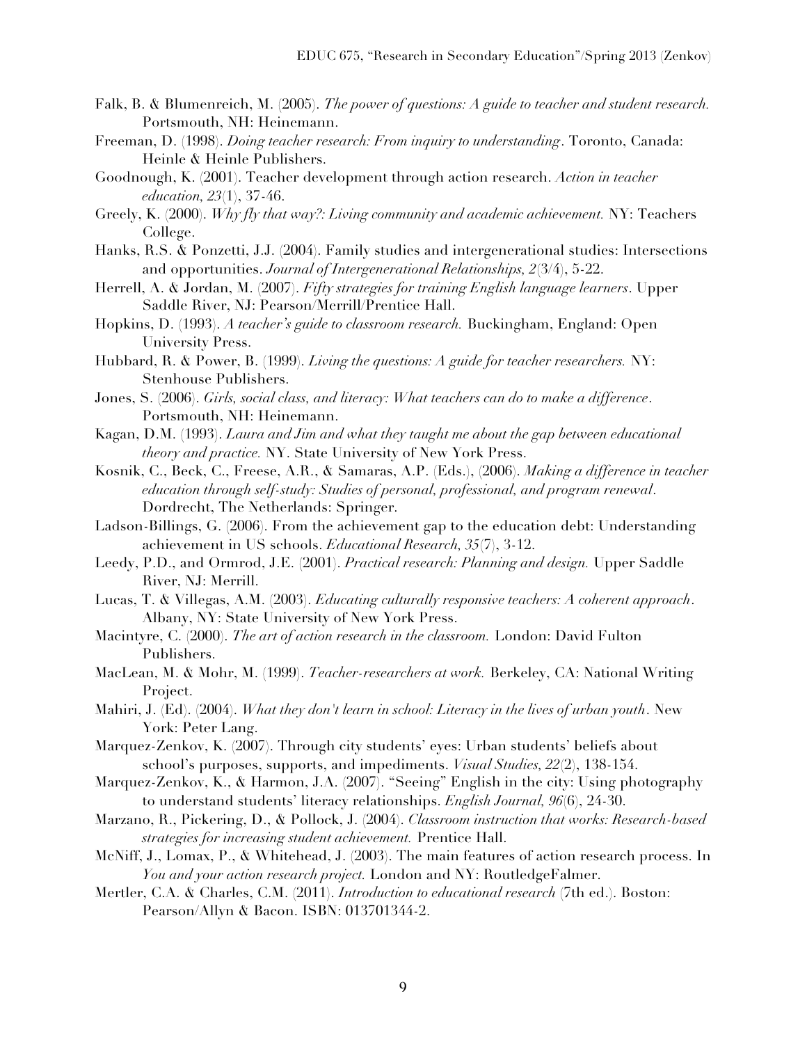Falk, B. & Blumenreich, M. (2005). *The power of questions: A guide to teacher and student research.* Portsmouth, NH: Heinemann.

Freeman, D. (1998). *Doing teacher research: From inquiry to understanding*. Toronto, Canada: Heinle & Heinle Publishers.

Goodnough, K. (2001). Teacher development through action research. *Action in teacher education, 23*(1), 37-46.

Greely, K. (2000). *Why fly that way?: Living community and academic achievement.* NY: Teachers College.

Hanks, R.S. & Ponzetti, J.J. (2004). Family studies and intergenerational studies: Intersections and opportunities. *Journal of Intergenerational Relationships, 2*(3/4), 5-22.

Herrell, A. & Jordan, M. (2007). *Fifty strategies for training English language learners*. Upper Saddle River, NJ: Pearson/Merrill/Prentice Hall.

Hopkins, D. (1993). *A teacher's guide to classroom research.* Buckingham, England: Open University Press.

Hubbard, R. & Power, B. (1999). *Living the questions: A guide for teacher researchers.* NY: Stenhouse Publishers.

Jones, S. (2006). *Girls, social class, and literacy: What teachers can do to make a difference*. Portsmouth, NH: Heinemann.

Kagan, D.M. (1993). *Laura and Jim and what they taught me about the gap between educational theory and practice.* NY. State University of New York Press.

Kosnik, C., Beck, C., Freese, A.R., & Samaras, A.P. (Eds.), (2006). *Making a difference in teacher education through self-study: Studies of personal, professional, and program renewal*. Dordrecht, The Netherlands: Springer.

Ladson-Billings, G. (2006). From the achievement gap to the education debt: Understanding achievement in US schools. *Educational Research, 35*(7), 3-12.

Leedy, P.D., and Ormrod, J.E. (2001). *Practical research: Planning and design.* Upper Saddle River, NJ: Merrill.

Lucas, T. & Villegas, A.M. (2003). *Educating culturally responsive teachers: A coherent approach*. Albany, NY: State University of New York Press.

Macintyre, C. (2000). *The art of action research in the classroom.* London: David Fulton Publishers.

MacLean, M. & Mohr, M. (1999). *Teacher-researchers at work.* Berkeley, CA: National Writing Project.

Mahiri, J. (Ed). (2004). *What they don't learn in school: Literacy in the lives of urban youth*. New York: Peter Lang.

Marquez-Zenkov, K. (2007). Through city students' eyes: Urban students' beliefs about school's purposes, supports, and impediments. *Visual Studies, 22*(2), 138-154.

Marquez-Zenkov, K., & Harmon, J.A. (2007). "Seeing" English in the city: Using photography to understand students' literacy relationships. *English Journal, 96*(6), 24-30.

Marzano, R., Pickering, D., & Pollock, J. (2004). *Classroom instruction that works: Research-based strategies for increasing student achievement.* Prentice Hall.

McNiff, J., Lomax, P., & Whitehead, J. (2003). The main features of action research process. In *You and your action research project.* London and NY: RoutledgeFalmer.

Mertler, C.A. & Charles, C.M. (2011). *Introduction to educational research* (7th ed.). Boston: Pearson/Allyn & Bacon. ISBN: 013701344-2.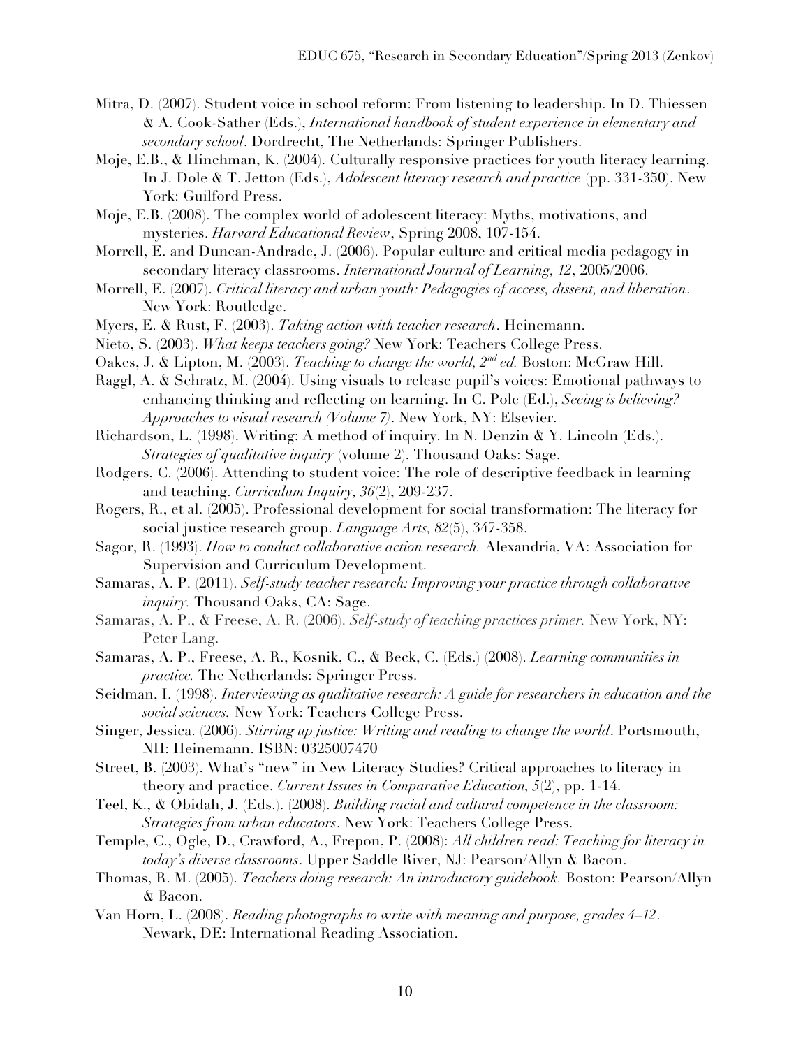Mitra, D. (2007). Student voice in school reform: From listening to leadership. In D. Thiessen & A. Cook-Sather (Eds.), *International handbook of student experience in elementary and secondary school*. Dordrecht, The Netherlands: Springer Publishers.

Moje, E.B., & Hinchman, K. (2004). Culturally responsive practices for youth literacy learning. In J. Dole & T. Jetton (Eds.), *Adolescent literacy research and practice* (pp. 331-350). New York: Guilford Press.

Moje, E.B. (2008). The complex world of adolescent literacy: Myths, motivations, and mysteries. *Harvard Educational Review*, Spring 2008, 107-154.

Morrell, E. and Duncan-Andrade, J. (2006). Popular culture and critical media pedagogy in secondary literacy classrooms. *International Journal of Learning, 12*, 2005/2006.

Morrell, E. (2007). *Critical literacy and urban youth: Pedagogies of access, dissent, and liberation*. New York: Routledge.

Myers, E. & Rust, F. (2003). *Taking action with teacher research*. Heinemann.

Nieto, S. (2003). *What keeps teachers going?* New York: Teachers College Press.

Oakes, J. & Lipton, M. (2003). *Teaching to change the world, 2nd ed.* Boston: McGraw Hill.

Raggl, A. & Schratz, M. (2004). Using visuals to release pupil's voices: Emotional pathways to enhancing thinking and reflecting on learning. In C. Pole (Ed.), *Seeing is believing? Approaches to visual research (Volume 7)*. New York, NY: Elsevier.

Richardson, L. (1998). Writing: A method of inquiry. In N. Denzin & Y. Lincoln (Eds.). *Strategies of qualitative inquiry* (volume 2). Thousand Oaks: Sage.

Rodgers, C. (2006). Attending to student voice: The role of descriptive feedback in learning and teaching. *Curriculum Inquiry, 36*(2), 209-237.

Rogers, R., et al. (2005). Professional development for social transformation: The literacy for social justice research group. *Language Arts, 82*(5), 347-358.

Sagor, R. (1993). *How to conduct collaborative action research.* Alexandria, VA: Association for Supervision and Curriculum Development.

Samaras, A. P. (2011). *Self-study teacher research: Improving your practice through collaborative inquiry.* Thousand Oaks, CA: Sage.

Samaras, A. P., & Freese, A. R. (2006). *Self-study of teaching practices primer.* New York, NY: Peter Lang.

Samaras, A. P., Freese, A. R., Kosnik, C., & Beck, C. (Eds.) (2008). *Learning communities in practice.* The Netherlands: Springer Press.

Seidman, I. (1998). *Interviewing as qualitative research: A guide for researchers in education and the social sciences.* New York: Teachers College Press.

Singer, Jessica. (2006). *Stirring up justice: Writing and reading to change the world*. Portsmouth, NH: Heinemann. ISBN: 0325007470

Street, B. (2003). What's "new" in New Literacy Studies? Critical approaches to literacy in theory and practice. *Current Issues in Comparative Education, 5*(2), pp. 1-14.

Teel, K., & Obidah, J. (Eds.). (2008). *Building racial and cultural competence in the classroom: Strategies from urban educators*. New York: Teachers College Press.

Temple, C., Ogle, D., Crawford, A., Frepon, P. (2008): *All children read: Teaching for literacy in today's diverse classrooms*. Upper Saddle River, NJ: Pearson/Allyn & Bacon.

Thomas, R. M. (2005). *Teachers doing research: An introductory guidebook.* Boston: Pearson/Allyn & Bacon.

Van Horn, L. (2008). *Reading photographs to write with meaning and purpose, grades 4–12*. Newark, DE: International Reading Association.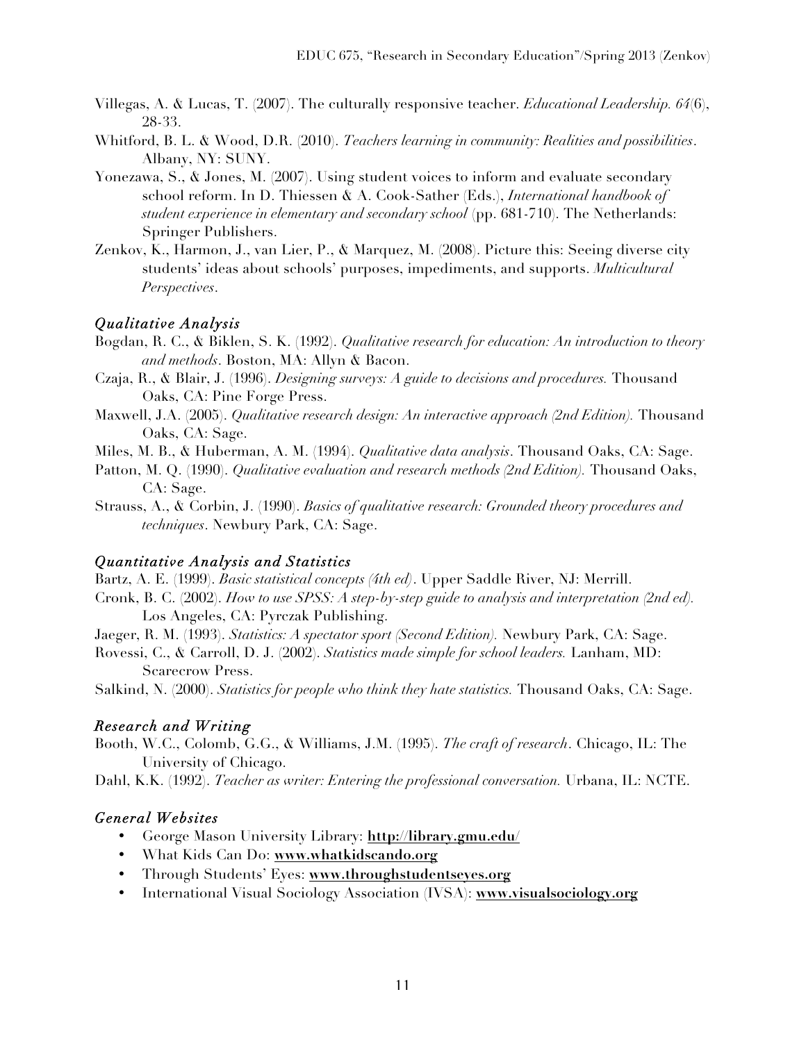Villegas, A. & Lucas, T. (2007). The culturally responsive teacher. *Educational Leadership. 64*(6), 28-33.

Whitford, B. L. & Wood, D.R. (2010). *Teachers learning in community: Realities and possibilities*. Albany, NY: SUNY.

Yonezawa, S., & Jones, M. (2007). Using student voices to inform and evaluate secondary school reform. In D. Thiessen & A. Cook-Sather (Eds.), *International handbook of student experience in elementary and secondary school* (pp. 681-710). The Netherlands: Springer Publishers.

Zenkov, K., Harmon, J., van Lier, P., & Marquez, M. (2008). Picture this: Seeing diverse city students' ideas about schools' purposes, impediments, and supports. *Multicultural Perspectives*.

### *Qualitative Analysis*

Bogdan, R. C., & Biklen, S. K. (1992). *Qualitative research for education: An introduction to theory and methods*. Boston, MA: Allyn & Bacon.

Czaja, R., & Blair, J. (1996). *Designing surveys: A guide to decisions and procedures.* Thousand Oaks, CA: Pine Forge Press.

Maxwell, J.A. (2005). *Qualitative research design: An interactive approach (2nd Edition).* Thousand Oaks, CA: Sage.

Miles, M. B., & Huberman, A. M. (1994). *Qualitative data analysis*. Thousand Oaks, CA: Sage.

Patton, M. Q. (1990). *Qualitative evaluation and research methods (2nd Edition).* Thousand Oaks, CA: Sage.

Strauss, A., & Corbin, J. (1990). *Basics of qualitative research: Grounded theory procedures and techniques*. Newbury Park, CA: Sage.

### *Quantitative Analysis and Statistics*

Bartz, A. E. (1999). *Basic statistical concepts (4th ed)*. Upper Saddle River, NJ: Merrill.

Cronk, B. C. (2002). *How to use SPSS: A step-by-step guide to analysis and interpretation (2nd ed).* Los Angeles, CA: Pyrczak Publishing.

Jaeger, R. M. (1993). *Statistics: A spectator sport (Second Edition).* Newbury Park, CA: Sage.

Rovessi, C., & Carroll, D. J. (2002). *Statistics made simple for school leaders.* Lanham, MD: Scarecrow Press.

Salkind, N. (2000). *Statistics for people who think they hate statistics.* Thousand Oaks, CA: Sage.

### *Research and Writing*

Booth, W.C., Colomb, G.G., & Williams, J.M. (1995). *The craft of research*. Chicago, IL: The University of Chicago.

Dahl, K.K. (1992). *Teacher as writer: Entering the professional conversation.* Urbana, IL: NCTE.

### *General Websites*

- George Mason University Library: **http://library.gmu.edu/**
- What Kids Can Do: **www.whatkidscando.org**
- Through Students' Eyes: **www.throughstudentseyes.org**
- International Visual Sociology Association (IVSA): **www.visualsociology.org**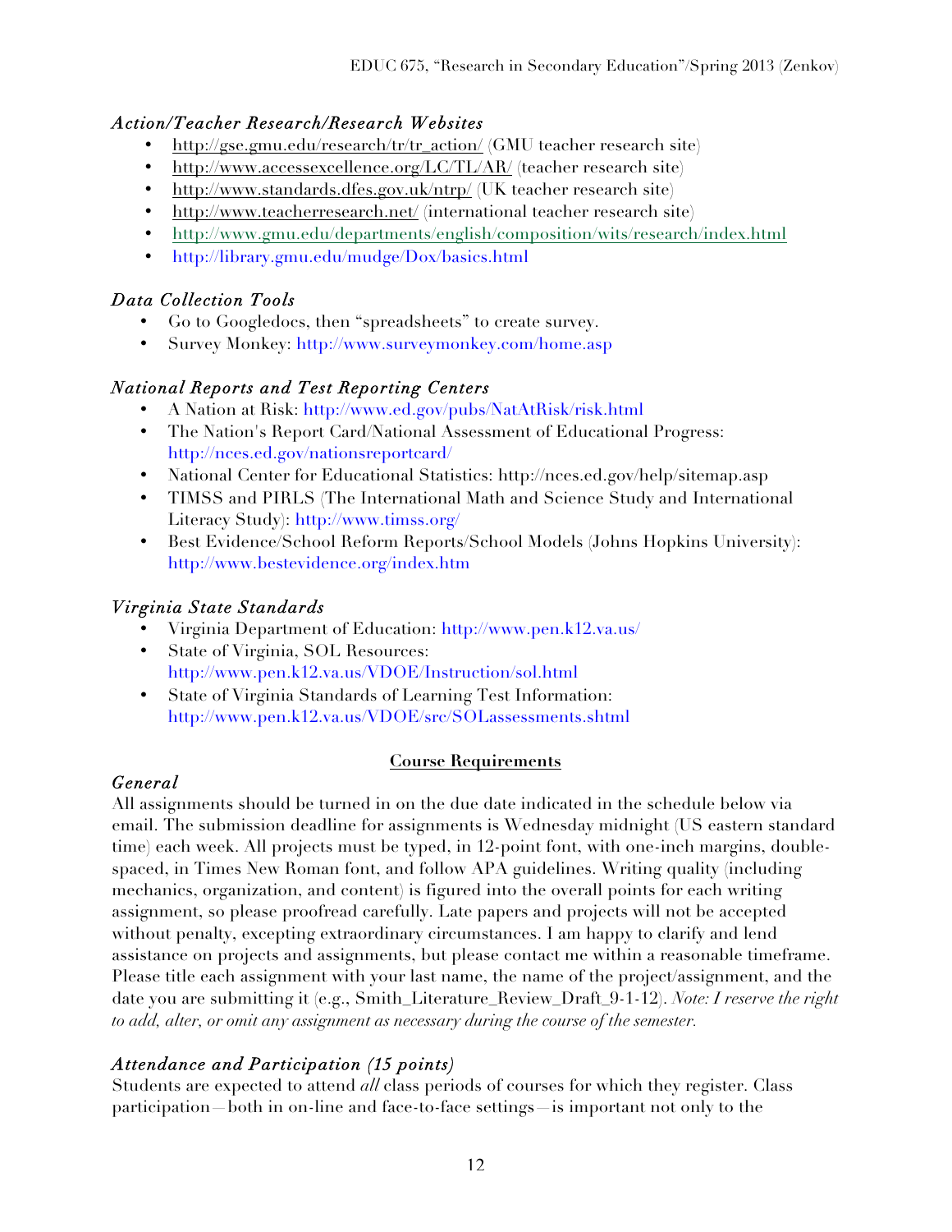### *Action/Teacher Research/Research Websites*

- http://gse.gmu.edu/research/tr/tr_action/ (GMU teacher research site)
- http://www.accessexcellence.org/LC/TL/AR/ (teacher research site)
- http://www.standards.dfes.gov.uk/ntrp/ (UK teacher research site)
- http://www.teacherresearch.net/ (international teacher research site)
- http://www.gmu.edu/departments/english/composition/wits/research/index.html
- http://library.gmu.edu/mudge/Dox/basics.html

### *Data Collection Tools*

- Go to Googledocs, then "spreadsheets" to create survey.
- Survey Monkey: http://www.surveymonkey.com/home.asp

### *National Reports and Test Reporting Centers*

- A Nation at Risk: http://www.ed.gov/pubs/NatAtRisk/risk.html
- The Nation's Report Card/National Assessment of Educational Progress: http://nces.ed.gov/nationsreportcard/
- National Center for Educational Statistics: http://nces.ed.gov/help/sitemap.asp
- TIMSS and PIRLS (The International Math and Science Study and International Literacy Study): http://www.timss.org/
- Best Evidence/School Reform Reports/School Models (Johns Hopkins University): http://www.bestevidence.org/index.htm

### *Virginia State Standards*

- Virginia Department of Education: http://www.pen.k12.va.us/
- State of Virginia, SOL Resources: http://www.pen.k12.va.us/VDOE/Instruction/sol.html
- State of Virginia Standards of Learning Test Information: http://www.pen.k12.va.us/VDOE/src/SOLassessments.shtml

## **Course Requirements**

### *General*

All assignments should be turned in on the due date indicated in the schedule below via email. The submission deadline for assignments is Wednesday midnight (US eastern standard time) each week. All projects must be typed, in 12-point font, with one-inch margins, double-spaced, in Times New Roman font, and follow APA guidelines. Writing quality (including mechanics, organization, and content) is figured into the overall points for each writing assignment, so please proofread carefully. Late papers and projects will not be accepted without penalty, excepting extraordinary circumstances. I am happy to clarify and lend assistance on projects and assignments, but please contact me within a reasonable timeframe. Please title each assignment with your last name, the name of the project/assignment, and the date you are submitting it (e.g., Smith_Literature_Review_Draft_9-1-12). *Note: I reserve the right to add, alter, or omit any assignment as necessary during the course of the semester.*

### *Attendance and Participation (15 points)*

Students are expected to attend *all* class periods of courses for which they register. Class participation—both in on-line and face-to-face settings—is important not only to the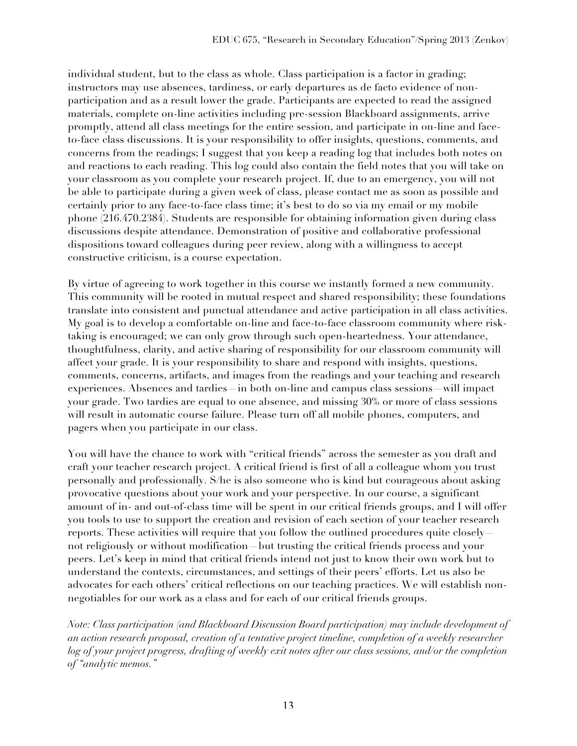individual student, but to the class as whole. Class participation is a factor in grading; instructors may use absences, tardiness, or early departures as de facto evidence of non-participation and as a result lower the grade. Participants are expected to read the assigned materials, complete on-line activities including pre-session Blackboard assignments, arrive promptly, attend all class meetings for the entire session, and participate in on-line and face-to-face class discussions. It is your responsibility to offer insights, questions, comments, and concerns from the readings; I suggest that you keep a reading log that includes both notes on and reactions to each reading. This log could also contain the field notes that you will take on your classroom as you complete your research project. If, due to an emergency, you will not be able to participate during a given week of class, please contact me as soon as possible and certainly prior to any face-to-face class time; it's best to do so via my email or my mobile phone (216.470.2384). Students are responsible for obtaining information given during class discussions despite attendance. Demonstration of positive and collaborative professional dispositions toward colleagues during peer review, along with a willingness to accept constructive criticism, is a course expectation.

By virtue of agreeing to work together in this course we instantly formed a new community. This community will be rooted in mutual respect and shared responsibility; these foundations translate into consistent and punctual attendance and active participation in all class activities. My goal is to develop a comfortable on-line and face-to-face classroom community where risk-taking is encouraged; we can only grow through such open-heartedness. Your attendance, thoughtfulness, clarity, and active sharing of responsibility for our classroom community will affect your grade. It is your responsibility to share and respond with insights, questions, comments, concerns, artifacts, and images from the readings and your teaching and research experiences. Absences and tardies—in both on-line and campus class sessions—will impact your grade. Two tardies are equal to one absence, and missing 30% or more of class sessions will result in automatic course failure. Please turn off all mobile phones, computers, and pagers when you participate in our class.

You will have the chance to work with "critical friends" across the semester as you draft and craft your teacher research project. A critical friend is first of all a colleague whom you trust personally and professionally. S/he is also someone who is kind but courageous about asking provocative questions about your work and your perspective. In our course, a significant amount of in- and out-of-class time will be spent in our critical friends groups, and I will offer you tools to use to support the creation and revision of each section of your teacher research reports. These activities will require that you follow the outlined procedures quite closely—not religiously or without modification—but trusting the critical friends process and your peers. Let's keep in mind that critical friends intend not just to know their own work but to understand the contexts, circumstances, and settings of their peers' efforts. Let us also be advocates for each others' critical reflections on our teaching practices. We will establish non-negotiables for our work as a class and for each of our critical friends groups.

*Note: Class participation (and Blackboard Discussion Board participation) may include development of an action research proposal, creation of a tentative project timeline, completion of a weekly researcher log of your project progress, drafting of weekly exit notes after our class sessions, and/or the completion of "analytic memos."*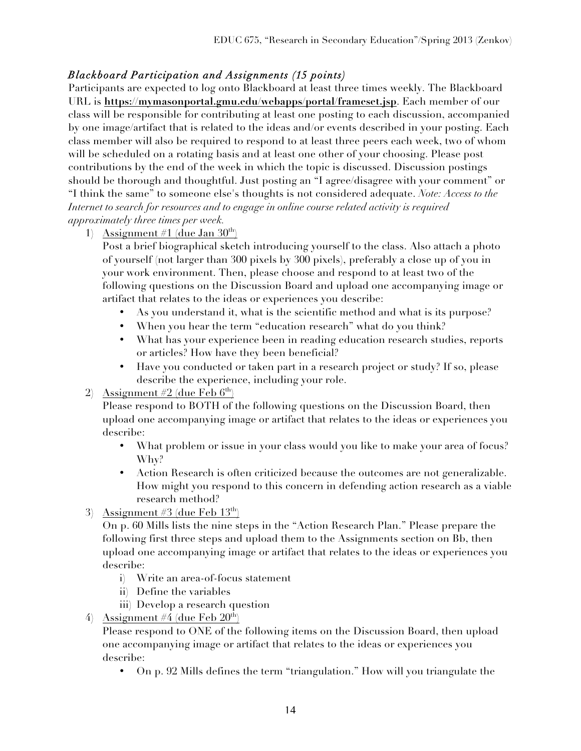### *Blackboard Participation and Assignments (15 points)*

Participants are expected to log onto Blackboard at least three times weekly. The Blackboard URL is **https://mymasonportal.gmu.edu/webapps/portal/frameset.jsp**. Each member of our class will be responsible for contributing at least one posting to each discussion, accompanied by one image/artifact that is related to the ideas and/or events described in your posting. Each class member will also be required to respond to at least three peers each week, two of whom will be scheduled on a rotating basis and at least one other of your choosing. Please post contributions by the end of the week in which the topic is discussed. Discussion postings should be thorough and thoughtful. Just posting an "I agree/disagree with your comment" or "I think the same" to someone else's thoughts is not considered adequate. *Note: Access to the Internet to search for resources and to engage in online course related activity is required approximately three times per week.*

1) <u>Assignment #1 (due Jan 30th)</u>
   Post a brief biographical sketch introducing yourself to the class. Also attach a photo of yourself (not larger than 300 pixels by 300 pixels), preferably a close up of you in your work environment. Then, please choose and respond to at least two of the following questions on the Discussion Board and upload one accompanying image or artifact that relates to the ideas or experiences you describe:
   - As you understand it, what is the scientific method and what is its purpose?
   - When you hear the term "education research" what do you think?
   - What has your experience been in reading education research studies, reports or articles? How have they been beneficial?
   - Have you conducted or taken part in a research project or study? If so, please describe the experience, including your role.
2) <u>Assignment #2 (due Feb 6th)</u>
   Please respond to BOTH of the following questions on the Discussion Board, then upload one accompanying image or artifact that relates to the ideas or experiences you describe:
   - What problem or issue in your class would you like to make your area of focus? Why?
   - Action Research is often criticized because the outcomes are not generalizable. How might you respond to this concern in defending action research as a viable research method?
3) <u>Assignment #3 (due Feb 13th)</u>
   On p. 60 Mills lists the nine steps in the "Action Research Plan." Please prepare the following first three steps and upload them to the Assignments section on Bb, then upload one accompanying image or artifact that relates to the ideas or experiences you describe:
   i) Write an area-of-focus statement
   ii) Define the variables
   iii) Develop a research question
4) <u>Assignment #4 (due Feb 20th)</u>
   Please respond to ONE of the following items on the Discussion Board, then upload one accompanying image or artifact that relates to the ideas or experiences you describe:
   - On p. 92 Mills defines the term "triangulation." How will you triangulate the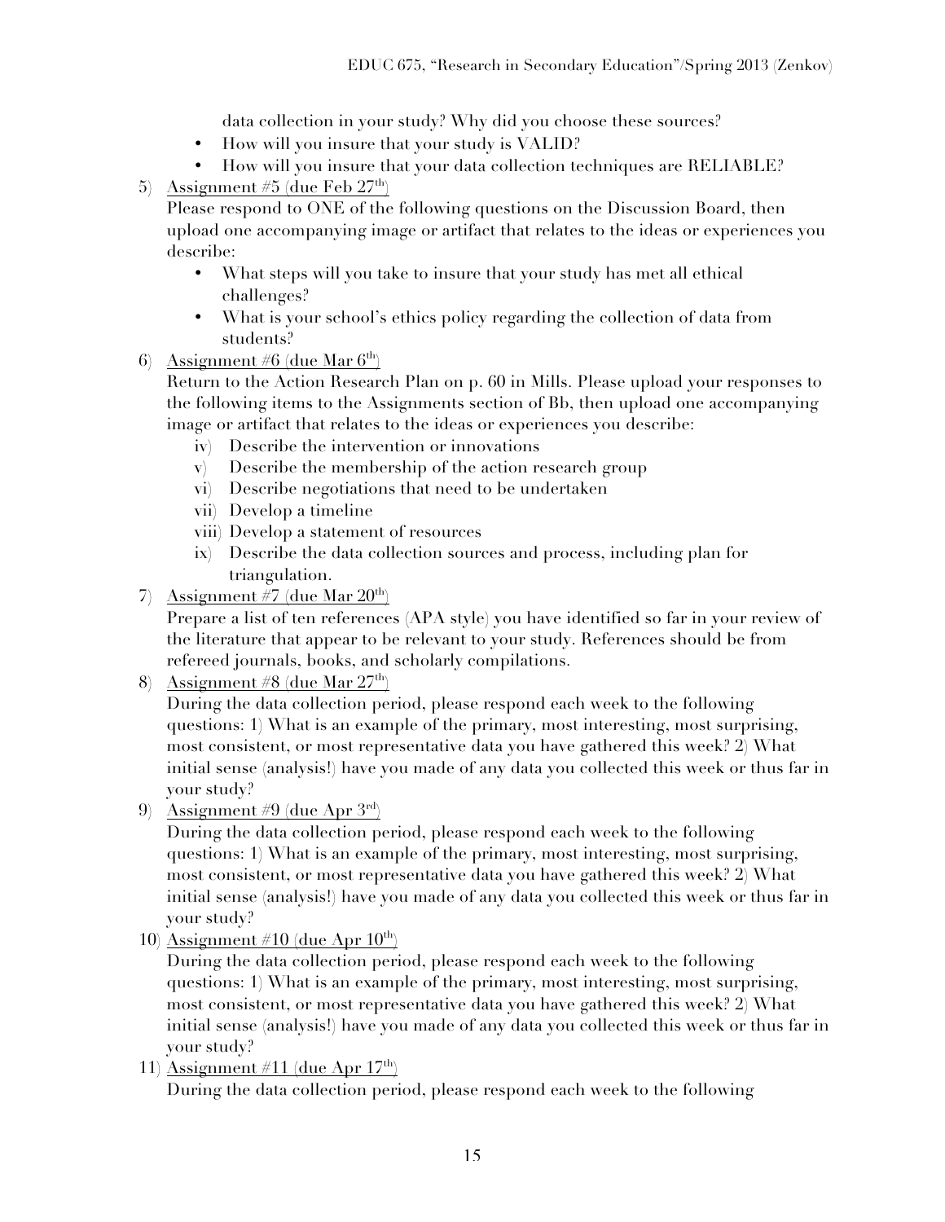data collection in your study? Why did you choose these sources?
   - How will you insure that your study is VALID?
   - How will you insure that your data collection techniques are RELIABLE?

5) Assignment #5 (due Feb 27th)

   Please respond to ONE of the following questions on the Discussion Board, then upload one accompanying image or artifact that relates to the ideas or experiences you describe:
   - What steps will you take to insure that your study has met all ethical challenges?
   - What is your school's ethics policy regarding the collection of data from students?

6) Assignment #6 (due Mar 6th)

   Return to the Action Research Plan on p. 60 in Mills. Please upload your responses to the following items to the Assignments section of Bb, then upload one accompanying image or artifact that relates to the ideas or experiences you describe:

   iv) Describe the intervention or innovations
   v) Describe the membership of the action research group
   vi) Describe negotiations that need to be undertaken
   vii) Develop a timeline
   viii) Develop a statement of resources
   ix) Describe the data collection sources and process, including plan for triangulation.

7) Assignment #7 (due Mar 20th)

   Prepare a list of ten references (APA style) you have identified so far in your review of the literature that appear to be relevant to your study. References should be from refereed journals, books, and scholarly compilations.

8) Assignment #8 (due Mar 27th)

   During the data collection period, please respond each week to the following questions: 1) What is an example of the primary, most interesting, most surprising, most consistent, or most representative data you have gathered this week? 2) What initial sense (analysis!) have you made of any data you collected this week or thus far in your study?

9) Assignment #9 (due Apr 3rd)

   During the data collection period, please respond each week to the following questions: 1) What is an example of the primary, most interesting, most surprising, most consistent, or most representative data you have gathered this week? 2) What initial sense (analysis!) have you made of any data you collected this week or thus far in your study?

10) Assignment #10 (due Apr 10th)

    During the data collection period, please respond each week to the following questions: 1) What is an example of the primary, most interesting, most surprising, most consistent, or most representative data you have gathered this week? 2) What initial sense (analysis!) have you made of any data you collected this week or thus far in your study?

11) Assignment #11 (due Apr 17th)

    During the data collection period, please respond each week to the following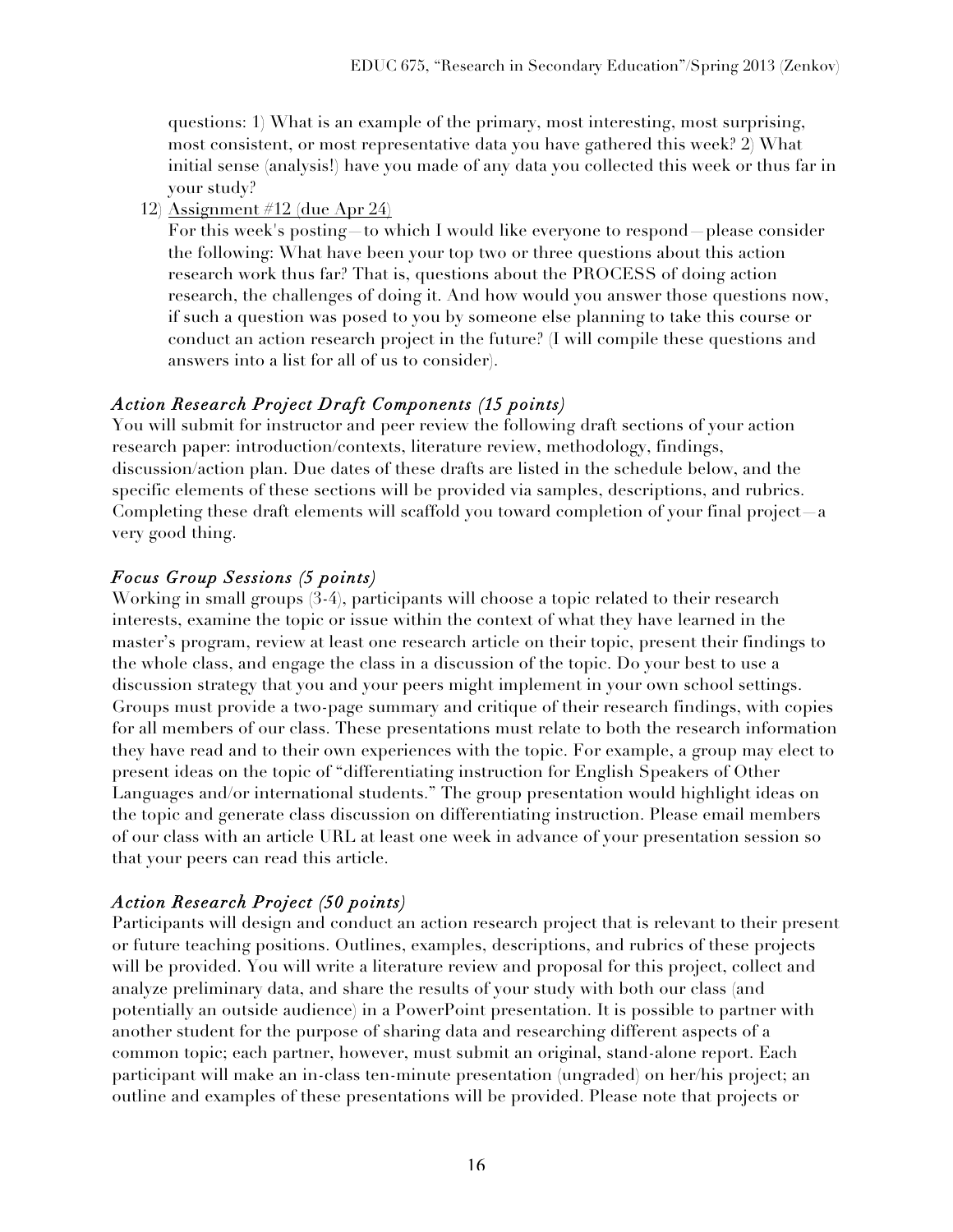questions: 1) What is an example of the primary, most interesting, most surprising, most consistent, or most representative data you have gathered this week? 2) What initial sense (analysis!) have you made of any data you collected this week or thus far in your study?

12) Assignment #12 (due Apr 24)
For this week's posting—to which I would like everyone to respond—please consider the following: What have been your top two or three questions about this action research work thus far? That is, questions about the PROCESS of doing action research, the challenges of doing it. And how would you answer those questions now, if such a question was posed to you by someone else planning to take this course or conduct an action research project in the future? (I will compile these questions and answers into a list for all of us to consider).

### *Action Research Project Draft Components (15 points)*

You will submit for instructor and peer review the following draft sections of your action research paper: introduction/contexts, literature review, methodology, findings, discussion/action plan. Due dates of these drafts are listed in the schedule below, and the specific elements of these sections will be provided via samples, descriptions, and rubrics. Completing these draft elements will scaffold you toward completion of your final project—a very good thing.

### *Focus Group Sessions (5 points)*

Working in small groups (3-4), participants will choose a topic related to their research interests, examine the topic or issue within the context of what they have learned in the master's program, review at least one research article on their topic, present their findings to the whole class, and engage the class in a discussion of the topic. Do your best to use a discussion strategy that you and your peers might implement in your own school settings. Groups must provide a two-page summary and critique of their research findings, with copies for all members of our class. These presentations must relate to both the research information they have read and to their own experiences with the topic. For example, a group may elect to present ideas on the topic of "differentiating instruction for English Speakers of Other Languages and/or international students." The group presentation would highlight ideas on the topic and generate class discussion on differentiating instruction. Please email members of our class with an article URL at least one week in advance of your presentation session so that your peers can read this article.

### *Action Research Project (50 points)*

Participants will design and conduct an action research project that is relevant to their present or future teaching positions. Outlines, examples, descriptions, and rubrics of these projects will be provided. You will write a literature review and proposal for this project, collect and analyze preliminary data, and share the results of your study with both our class (and potentially an outside audience) in a PowerPoint presentation. It is possible to partner with another student for the purpose of sharing data and researching different aspects of a common topic; each partner, however, must submit an original, stand-alone report. Each participant will make an in-class ten-minute presentation (ungraded) on her/his project; an outline and examples of these presentations will be provided. Please note that projects or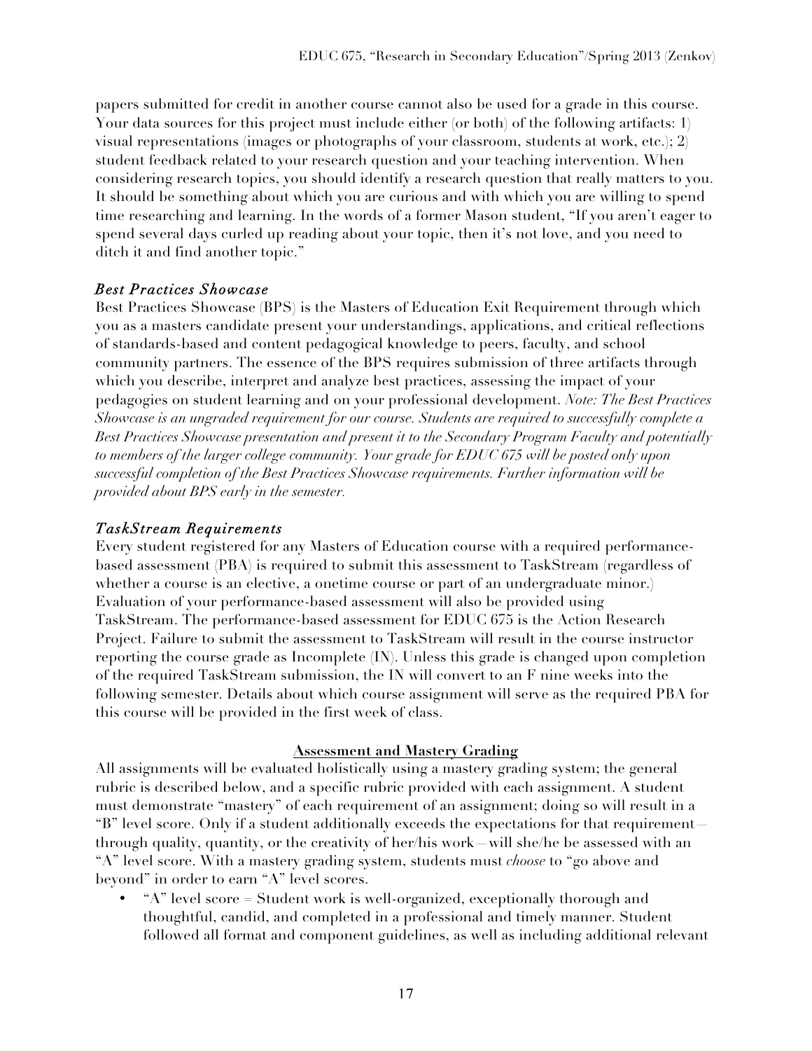papers submitted for credit in another course cannot also be used for a grade in this course. Your data sources for this project must include either (or both) of the following artifacts: 1) visual representations (images or photographs of your classroom, students at work, etc.); 2) student feedback related to your research question and your teaching intervention. When considering research topics, you should identify a research question that really matters to you. It should be something about which you are curious and with which you are willing to spend time researching and learning. In the words of a former Mason student, "If you aren't eager to spend several days curled up reading about your topic, then it's not love, and you need to ditch it and find another topic."

### *Best Practices Showcase*

Best Practices Showcase (BPS) is the Masters of Education Exit Requirement through which you as a masters candidate present your understandings, applications, and critical reflections of standards-based and content pedagogical knowledge to peers, faculty, and school community partners. The essence of the BPS requires submission of three artifacts through which you describe, interpret and analyze best practices, assessing the impact of your pedagogies on student learning and on your professional development. *Note: The Best Practices Showcase is an ungraded requirement for our course. Students are required to successfully complete a Best Practices Showcase presentation and present it to the Secondary Program Faculty and potentially to members of the larger college community. Your grade for EDUC 675 will be posted only upon successful completion of the Best Practices Showcase requirements. Further information will be provided about BPS early in the semester.*

### *TaskStream Requirements*

Every student registered for any Masters of Education course with a required performance-based assessment (PBA) is required to submit this assessment to TaskStream (regardless of whether a course is an elective, a onetime course or part of an undergraduate minor.) Evaluation of your performance-based assessment will also be provided using TaskStream. The performance-based assessment for EDUC 675 is the Action Research Project. Failure to submit the assessment to TaskStream will result in the course instructor reporting the course grade as Incomplete (IN). Unless this grade is changed upon completion of the required TaskStream submission, the IN will convert to an F nine weeks into the following semester. Details about which course assignment will serve as the required PBA for this course will be provided in the first week of class.

## **Assessment and Mastery Grading**

All assignments will be evaluated holistically using a mastery grading system; the general rubric is described below, and a specific rubric provided with each assignment. A student must demonstrate "mastery" of each requirement of an assignment; doing so will result in a "B" level score. Only if a student additionally exceeds the expectations for that requirement—through quality, quantity, or the creativity of her/his work—will she/he be assessed with an "A" level score. With a mastery grading system, students must *choose* to "go above and beyond" in order to earn "A" level scores.

- "A" level score = Student work is well-organized, exceptionally thorough and thoughtful, candid, and completed in a professional and timely manner. Student followed all format and component guidelines, as well as including additional relevant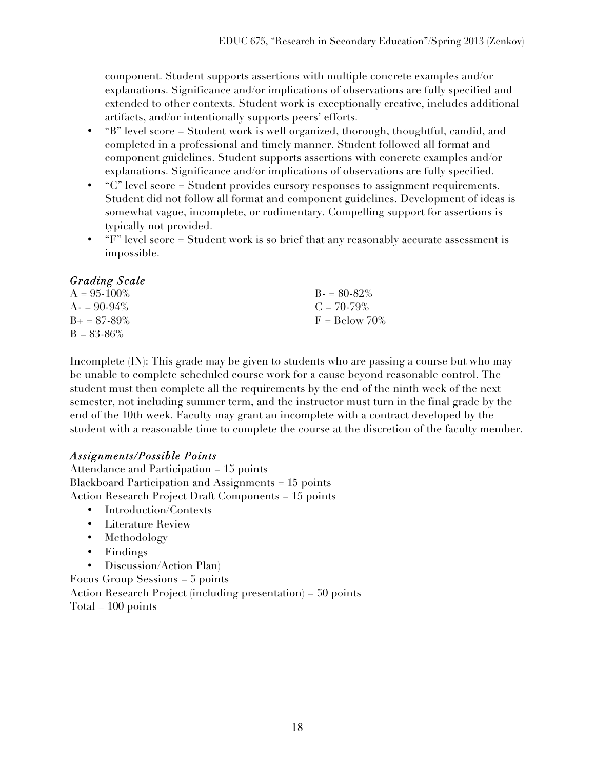component. Student supports assertions with multiple concrete examples and/or explanations. Significance and/or implications of observations are fully specified and extended to other contexts. Student work is exceptionally creative, includes additional artifacts, and/or intentionally supports peers' efforts.

- "B" level score = Student work is well organized, thorough, thoughtful, candid, and completed in a professional and timely manner. Student followed all format and component guidelines. Student supports assertions with concrete examples and/or explanations. Significance and/or implications of observations are fully specified.
- "C" level score = Student provides cursory responses to assignment requirements. Student did not follow all format and component guidelines. Development of ideas is somewhat vague, incomplete, or rudimentary. Compelling support for assertions is typically not provided.
- "F" level score = Student work is so brief that any reasonably accurate assessment is impossible.

### *Grading Scale*

A = 95-100%
A- = 90-94%
B+ = 87-89%
B = 83-86%
B- = 80-82%
C = 70-79%
F = Below 70%

Incomplete (IN): This grade may be given to students who are passing a course but who may be unable to complete scheduled course work for a cause beyond reasonable control. The student must then complete all the requirements by the end of the ninth week of the next semester, not including summer term, and the instructor must turn in the final grade by the end of the 10th week. Faculty may grant an incomplete with a contract developed by the student with a reasonable time to complete the course at the discretion of the faculty member.

### *Assignments/Possible Points*

Attendance and Participation = 15 points
Blackboard Participation and Assignments = 15 points
Action Research Project Draft Components = 15 points

- Introduction/Contexts
- Literature Review
- Methodology
- Findings
- Discussion/Action Plan)

Focus Group Sessions = 5 points
<u>Action Research Project (including presentation) = 50 points</u>
Total = 100 points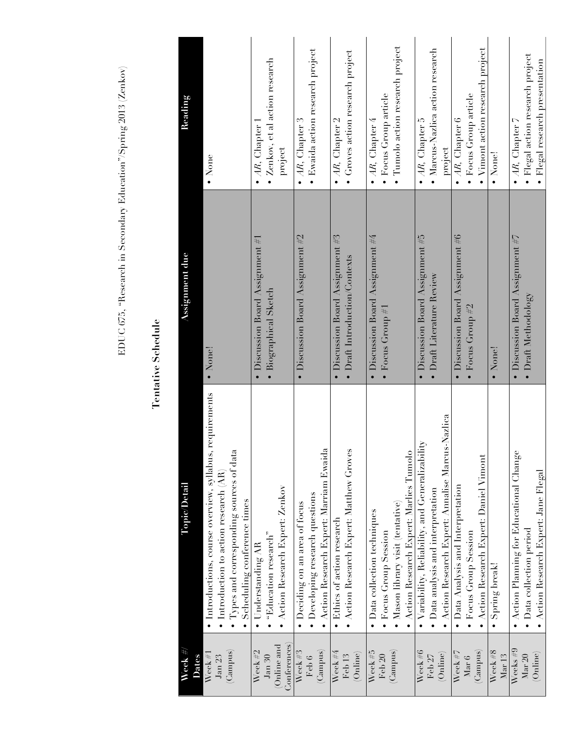# Tentative Schedule

| Week #/ Dates | Topic/Detail | Assignment due | Reading |
|---|---|---|---|
| Week #1 Jan 23 (Campus) | • Introductions, course overview, syllabus, requirements<br>• Introduction to action research (AR)<br>• Types and corresponding sources of data<br>• Scheduling conference times | • None! | • None |
| Week #2 Jan 30 (Online and Conferences) | • Understanding AR<br>• "Education research"<br>• Action Research Expert: Zenkov | • Discussion Board Assignment #1<br>• Biographical Sketch | • *AR*, Chapter 1<br>• Zenkov, et al action research project |
| Week #3 Feb 6 (Campus) | • Deciding on an area of focus<br>• Developing research questions<br>• Action Research Expert: Marriam Ewaida | • Discussion Board Assignment #2 | • *AR*, Chapter 3<br>• Ewaida action research project |
| Week #4 Feb 13 (Online) | • Ethics of action research<br>• Action Research Expert: Matthew Groves | • Discussion Board Assignment #3<br>• Draft Introduction/Contexts | • *AR*, Chapter 2<br>• Groves action research project |
| Week #5 Feb 20 (Campus) | • Data collection techniques<br>• Focus Group Session<br>• Mason library visit (tentative)<br>• Action Research Expert: Marlies Tumolo | • Discussion Board Assignment #4<br>• Focus Group #1 | • *AR*, Chapter 4<br>• Focus Group article<br>• Tumolo action research project |
| Week #6 Feb 27 (Online) | • Variability, Reliability, and Generalizability<br>• Data analysis and interpretation<br>• Action Research Expert: Annalise Marcus-Nazlica | • Discussion Board Assignment #5<br>• Draft Literature Review | • *AR*, Chapter 5<br>• Marcus-Nazlica action research project |
| Week #7 Mar 6 (Campus) | • Data Analysis and Interpretation<br>• Focus Group Session<br>• Action Research Expert: Daniel Vimont | • Discussion Board Assignment #6<br>• Focus Group #2 | • *AR*, Chapter 6<br>• Focus Group article<br>• Vimont action research project |
| Week #8 Mar 13 | • Spring break! | • None! | • None! |
| Weeks #9 Mar 20 (Online) | • Action Planning for Educational Change<br>• Data collection period<br>• Action Research Expert: Jane Flegal | • Discussion Board Assignment #7<br>• Draft Methodology | • *AR*, Chapter 7<br>• Flegal action research project<br>• Flegal research presentation |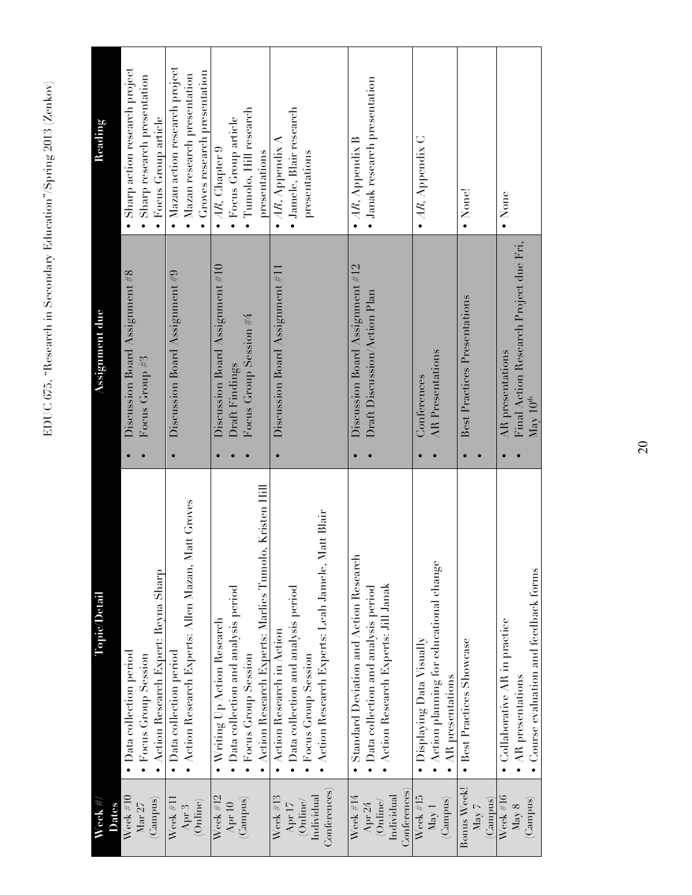| Week #/ Dates | Topic/Detail | Assignment due | Reading |
|---|---|---|---|
| Week #10 Mar 27 (Campus) | • Data collection period<br>• Focus Group Session<br>• Action Research Expert: Reyna Sharp | • Discussion Board Assignment #8<br>• Focus Group #3 | • Sharp action research project<br>• Sharp research presentation<br>• Focus Group article |
| Week #11 Apr 3 (Online) | • Data collection period<br>• Action Research Experts: Allen Mazan, Matt Groves | • Discussion Board Assignment #9 | • Mazan action research project<br>• Mazan research presentation<br>• Groves research presentation |
| Week #12 Apr 10 (Campus) | • Writing Up Action Research<br>• Data collection and analysis period<br>• Focus Group Session<br>• Action Research Experts: Marlies Tumolo, Kristen Hill | • Discussion Board Assignment #10<br>• Draft Findings<br>• Focus Group Session #4 | • *AR*, Chapter 9<br>• Focus Group article<br>• Tumolo, Hill research presentations |
| Week #13 Apr 17 (Online/ Individual Conferences) | • Action Research in Action<br>• Data collection and analysis period<br>• Focus Group Session<br>• Action Research Experts: Leah Jamele, Matt Blair | • Discussion Board Assignment #11 | • *AR*, Appendix A<br>• Jamele, Blair research presentations |
| Week #14 Apr 24 (Online/ Individual Conferences) | • Standard Deviation and Action Research<br>• Data collection and analysis period<br>• Action Research Experts: Jill Janak | • Discussion Board Assignment #12<br>• Draft Discussion/Action Plan | • *AR*, Appendix B<br>• Janak research presentation |
| Week #15 May 1 (Campus) | • Displaying Data Visually<br>• Action planning for educational change<br>• AR presentations | • Conferences<br>• AR Presentations | • *AR*, Appendix C |
| Bonus Week! May 7 (Campus) | • Best Practices Showcase | • Best Practices Presentations<br>• | • None! |
| Week #16 May 8 (Campus) | • Collaborative AR in practice<br>• AR presentations<br>• Course evaluation and feedback forms | • AR presentations<br>• Final Action Research Project due Fri, May 10th | • None |